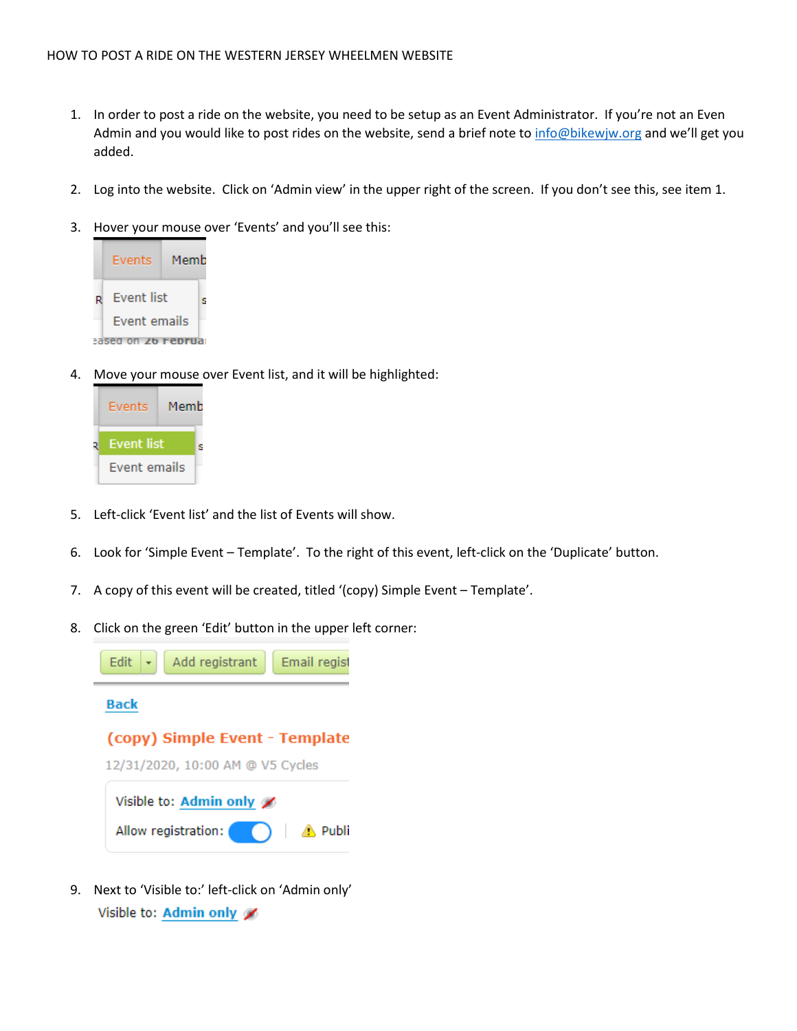HOW TO POST A RIDE ON THE WESTERN JERSEY WHEELMEN WEBSITE

1. In order to post a ride on the website, you need to be setup as an Event Administrator. If you're not an Even Admin and you would like to post rides on the website, send a brief note to info@bikewjw.org and we'll get you added.

2. Log into the website. Click on 'Admin view' in the upper right of the screen. If you don't see this, see item 1.

3. Hover your mouse over 'Events' and you'll see this:

4. Move your mouse over Event list, and it will be highlighted:

5. Left-click 'Event list' and the list of Events will show.

6. Look for 'Simple Event – Template'. To the right of this event, left-click on the 'Duplicate' button.

7. A copy of this event will be created, titled '(copy) Simple Event – Template'.

8. Click on the green 'Edit' button in the upper left corner:

9. Next to 'Visible to:' left-click on 'Admin only'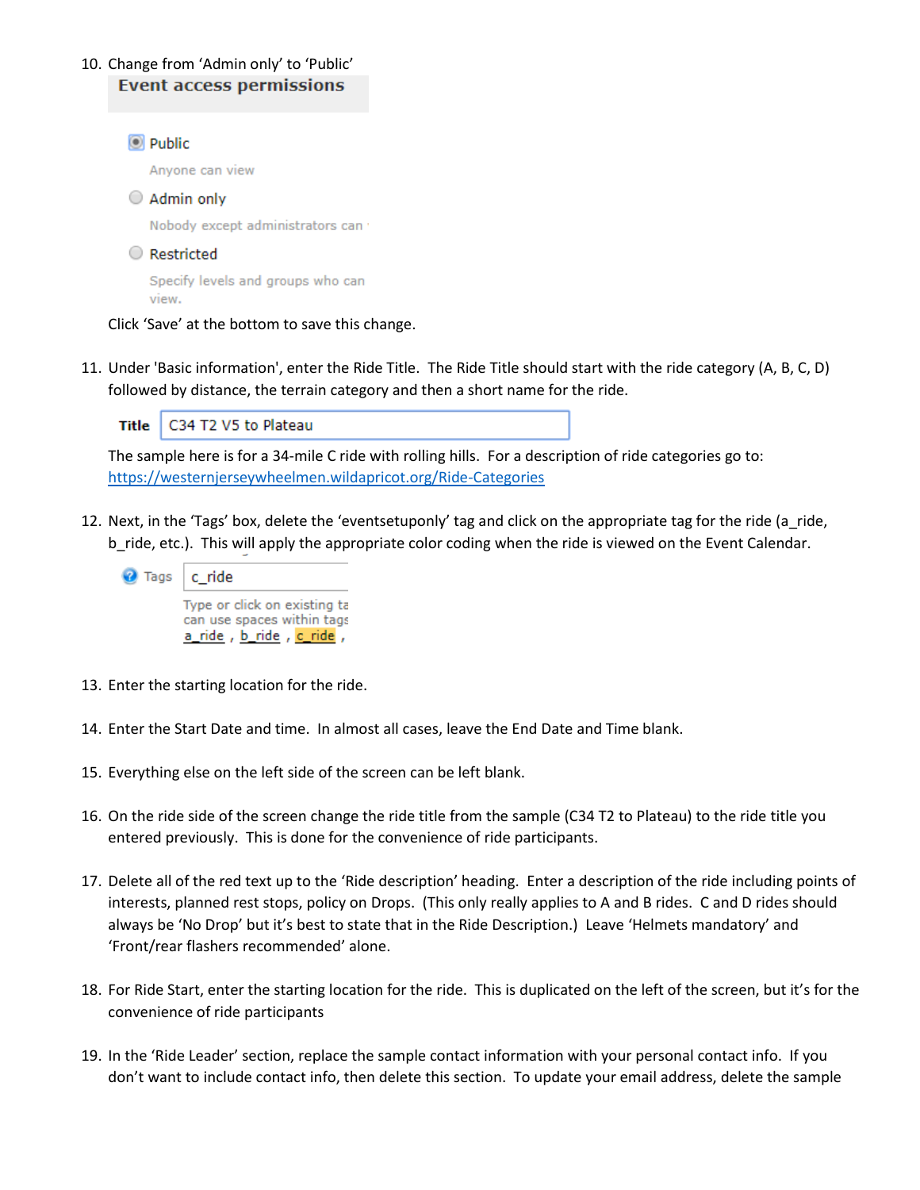10. Change from 'Admin only' to 'Public'

    **Event access permissions**

    - (•) Public
      Anyone can view
    - ( ) Admin only
      Nobody except administrators can
    - ( ) Restricted
      Specify levels and groups who can view.

    Click 'Save' at the bottom to save this change.

11. Under 'Basic information', enter the Ride Title. The Ride Title should start with the ride category (A, B, C, D) followed by distance, the terrain category and then a short name for the ride.

    **Title** C34 T2 V5 to Plateau

    The sample here is for a 34-mile C ride with rolling hills. For a description of ride categories go to: https://westernjerseywheelmen.wildapricot.org/Ride-Categories

12. Next, in the 'Tags' box, delete the 'eventsetuponly' tag and click on the appropriate tag for the ride (a_ride, b_ride, etc.). This will apply the appropriate color coding when the ride is viewed on the Event Calendar.

    Tags: c_ride

    Type or click on existing ta
    can use spaces within tags
    a_ride , b_ride , c_ride ,

13. Enter the starting location for the ride.

14. Enter the Start Date and time. In almost all cases, leave the End Date and Time blank.

15. Everything else on the left side of the screen can be left blank.

16. On the ride side of the screen change the ride title from the sample (C34 T2 to Plateau) to the ride title you entered previously. This is done for the convenience of ride participants.

17. Delete all of the red text up to the 'Ride description' heading. Enter a description of the ride including points of interests, planned rest stops, policy on Drops. (This only really applies to A and B rides. C and D rides should always be 'No Drop' but it's best to state that in the Ride Description.) Leave 'Helmets mandatory' and 'Front/rear flashers recommended' alone.

18. For Ride Start, enter the starting location for the ride. This is duplicated on the left of the screen, but it's for the convenience of ride participants

19. In the 'Ride Leader' section, replace the sample contact information with your personal contact info. If you don't want to include contact info, then delete this section. To update your email address, delete the sample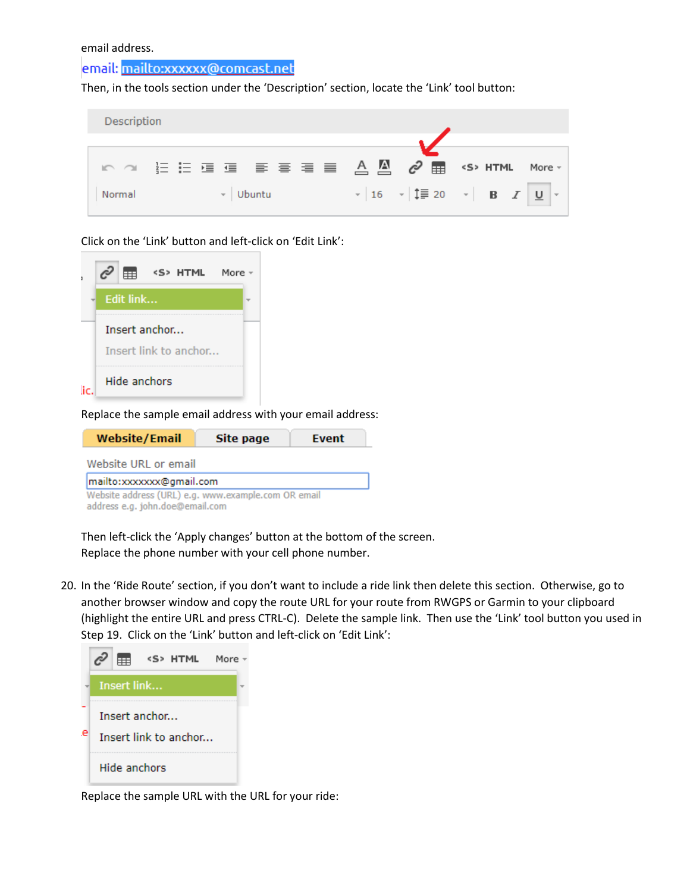email address.

email: mailto:xxxxxx@comcast.net

Then, in the tools section under the 'Description' section, locate the 'Link' tool button:

Click on the 'Link' button and left-click on 'Edit Link':

Replace the sample email address with your email address:

Then left-click the 'Apply changes' button at the bottom of the screen.
Replace the phone number with your cell phone number.

20. In the 'Ride Route' section, if you don't want to include a ride link then delete this section. Otherwise, go to another browser window and copy the route URL for your route from RWGPS or Garmin to your clipboard (highlight the entire URL and press CTRL-C). Delete the sample link. Then use the 'Link' tool button you used in Step 19. Click on the 'Link' button and left-click on 'Edit Link':

Replace the sample URL with the URL for your ride: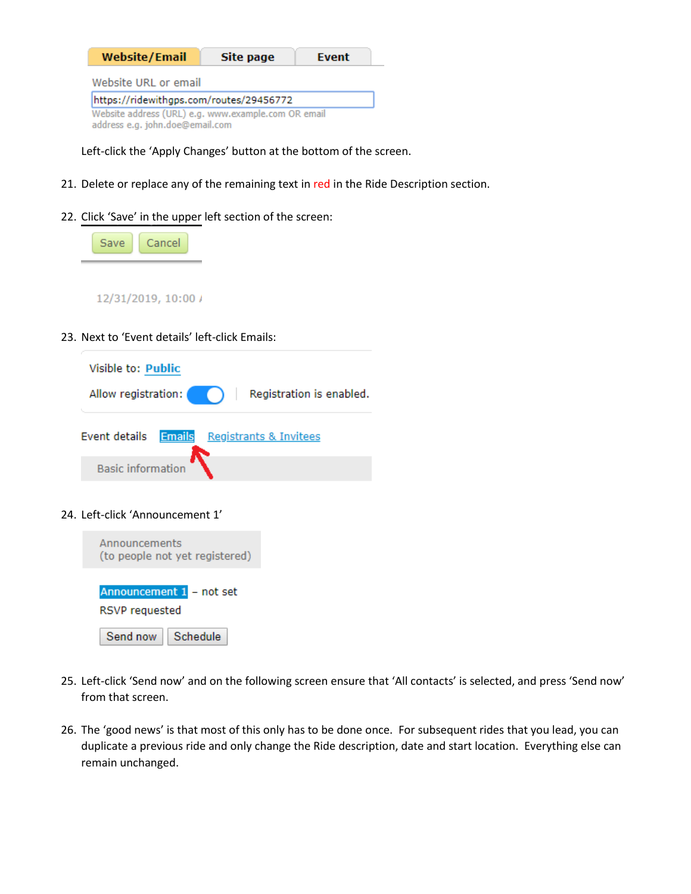Website/Email | Site page | Event

Website URL or email

https://ridewithgps.com/routes/29456772

Website address (URL) e.g. www.example.com OR email address e.g. john.doe@email.com

Left-click the ‘Apply Changes’ button at the bottom of the screen.

21. Delete or replace any of the remaining text in red in the Ride Description section.

22. Click ‘Save’ in the upper left section of the screen:

Save Cancel

12/31/2019, 10:00

23. Next to ‘Event details’ left-click Emails:

Visible to: Public

Allow registration: | Registration is enabled.

Event details Emails Registrants & Invitees

Basic information

24. Left-click ‘Announcement 1’

Announcements
(to people not yet registered)

Announcement 1 – not set

RSVP requested

Send now Schedule

25. Left-click ‘Send now’ and on the following screen ensure that ‘All contacts’ is selected, and press ‘Send now’ from that screen.

26. The ‘good news’ is that most of this only has to be done once. For subsequent rides that you lead, you can duplicate a previous ride and only change the Ride description, date and start location. Everything else can remain unchanged.